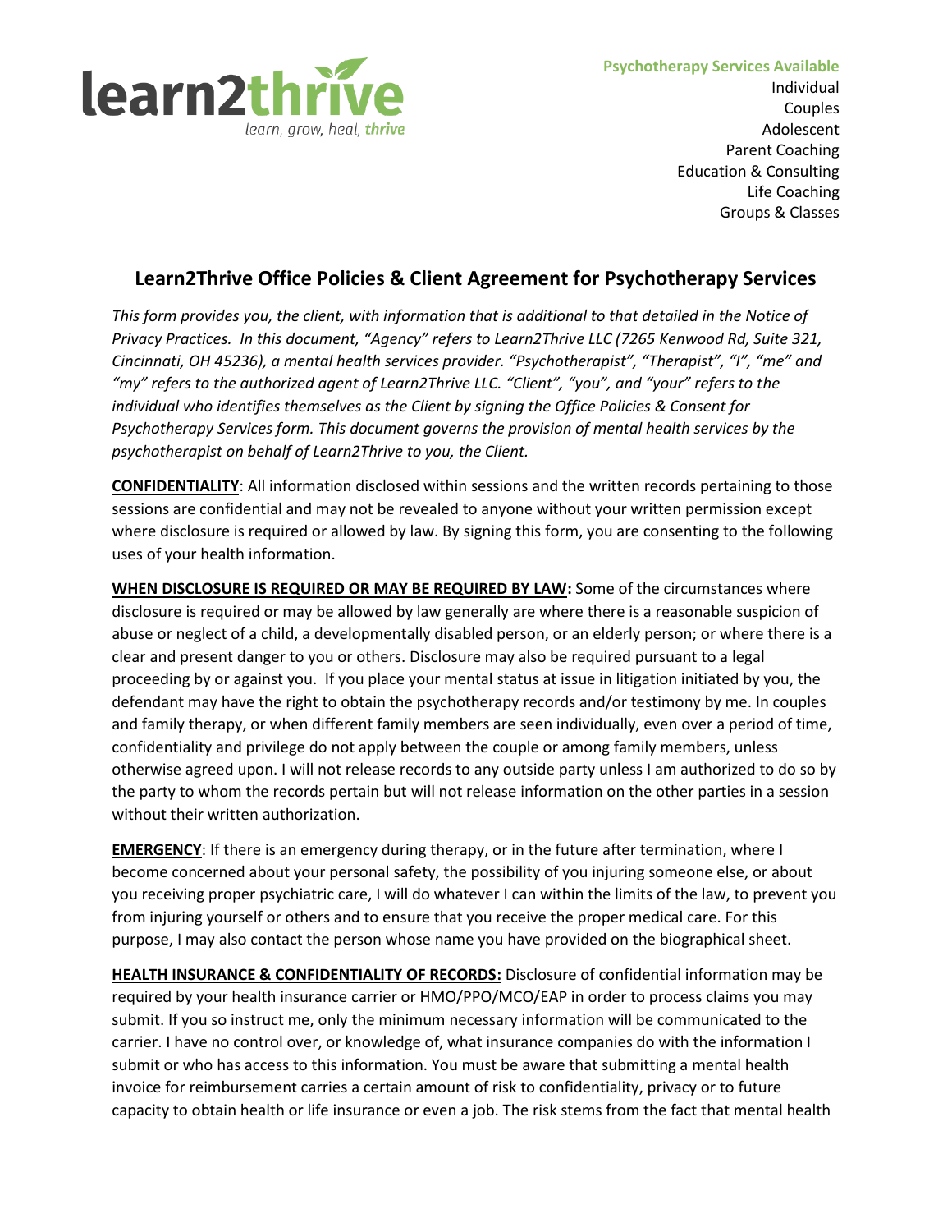learn2thrive
learn, grow, heal, **thrive**

**Psychotherapy Services Available**
Individual
Couples
Adolescent
Parent Coaching
Education & Consulting
Life Coaching
Groups & Classes

## Learn2Thrive Office Policies & Client Agreement for Psychotherapy Services

*This form provides you, the client, with information that is additional to that detailed in the Notice of Privacy Practices. In this document, "Agency" refers to Learn2Thrive LLC (7265 Kenwood Rd, Suite 321, Cincinnati, OH 45236), a mental health services provider. "Psychotherapist", "Therapist", "I", "me" and "my" refers to the authorized agent of Learn2Thrive LLC. "Client", "you", and "your" refers to the individual who identifies themselves as the Client by signing the Office Policies & Consent for Psychotherapy Services form. This document governs the provision of mental health services by the psychotherapist on behalf of Learn2Thrive to you, the Client.*

**CONFIDENTIALITY**: All information disclosed within sessions and the written records pertaining to those sessions are confidential and may not be revealed to anyone without your written permission except where disclosure is required or allowed by law. By signing this form, you are consenting to the following uses of your health information.

**WHEN DISCLOSURE IS REQUIRED OR MAY BE REQUIRED BY LAW:** Some of the circumstances where disclosure is required or may be allowed by law generally are where there is a reasonable suspicion of abuse or neglect of a child, a developmentally disabled person, or an elderly person; or where there is a clear and present danger to you or others. Disclosure may also be required pursuant to a legal proceeding by or against you. If you place your mental status at issue in litigation initiated by you, the defendant may have the right to obtain the psychotherapy records and/or testimony by me. In couples and family therapy, or when different family members are seen individually, even over a period of time, confidentiality and privilege do not apply between the couple or among family members, unless otherwise agreed upon. I will not release records to any outside party unless I am authorized to do so by the party to whom the records pertain but will not release information on the other parties in a session without their written authorization.

**EMERGENCY**: If there is an emergency during therapy, or in the future after termination, where I become concerned about your personal safety, the possibility of you injuring someone else, or about you receiving proper psychiatric care, I will do whatever I can within the limits of the law, to prevent you from injuring yourself or others and to ensure that you receive the proper medical care. For this purpose, I may also contact the person whose name you have provided on the biographical sheet.

**HEALTH INSURANCE & CONFIDENTIALITY OF RECORDS:** Disclosure of confidential information may be required by your health insurance carrier or HMO/PPO/MCO/EAP in order to process claims you may submit. If you so instruct me, only the minimum necessary information will be communicated to the carrier. I have no control over, or knowledge of, what insurance companies do with the information I submit or who has access to this information. You must be aware that submitting a mental health invoice for reimbursement carries a certain amount of risk to confidentiality, privacy or to future capacity to obtain health or life insurance or even a job. The risk stems from the fact that mental health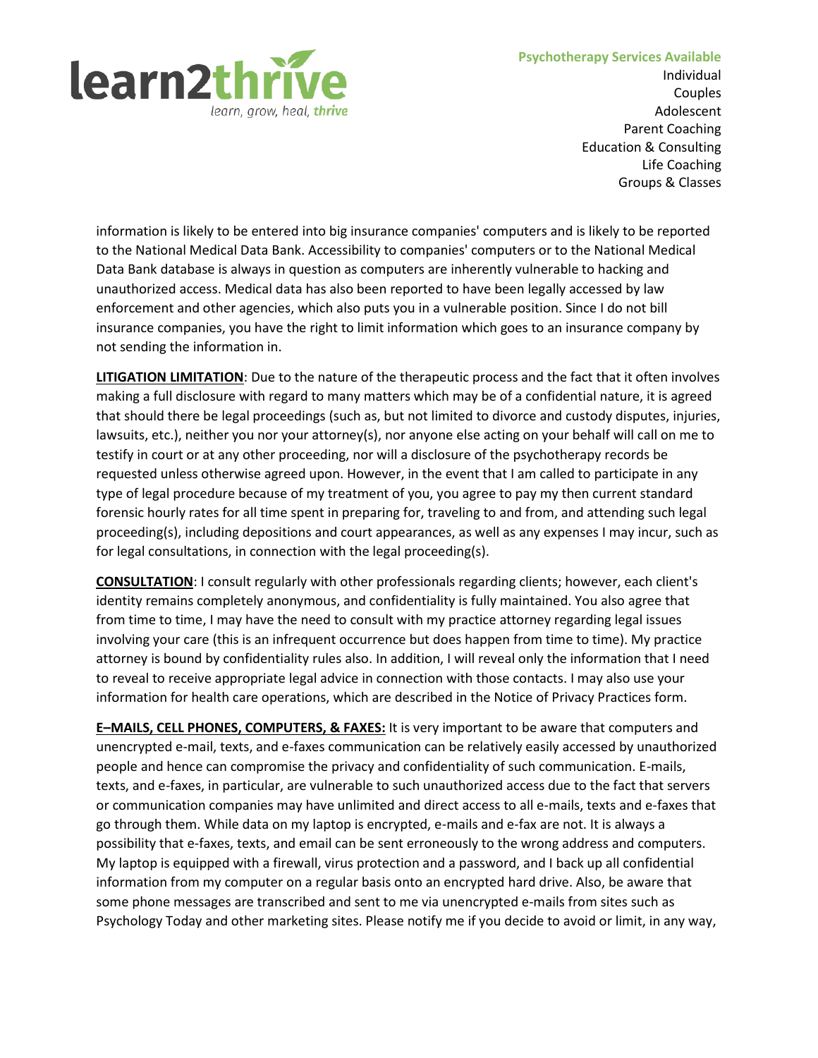information is likely to be entered into big insurance companies' computers and is likely to be reported to the National Medical Data Bank. Accessibility to companies' computers or to the National Medical Data Bank database is always in question as computers are inherently vulnerable to hacking and unauthorized access. Medical data has also been reported to have been legally accessed by law enforcement and other agencies, which also puts you in a vulnerable position. Since I do not bill insurance companies, you have the right to limit information which goes to an insurance company by not sending the information in.

**LITIGATION LIMITATION**: Due to the nature of the therapeutic process and the fact that it often involves making a full disclosure with regard to many matters which may be of a confidential nature, it is agreed that should there be legal proceedings (such as, but not limited to divorce and custody disputes, injuries, lawsuits, etc.), neither you nor your attorney(s), nor anyone else acting on your behalf will call on me to testify in court or at any other proceeding, nor will a disclosure of the psychotherapy records be requested unless otherwise agreed upon. However, in the event that I am called to participate in any type of legal procedure because of my treatment of you, you agree to pay my then current standard forensic hourly rates for all time spent in preparing for, traveling to and from, and attending such legal proceeding(s), including depositions and court appearances, as well as any expenses I may incur, such as for legal consultations, in connection with the legal proceeding(s).

**CONSULTATION**: I consult regularly with other professionals regarding clients; however, each client's identity remains completely anonymous, and confidentiality is fully maintained. You also agree that from time to time, I may have the need to consult with my practice attorney regarding legal issues involving your care (this is an infrequent occurrence but does happen from time to time). My practice attorney is bound by confidentiality rules also. In addition, I will reveal only the information that I need to reveal to receive appropriate legal advice in connection with those contacts. I may also use your information for health care operations, which are described in the Notice of Privacy Practices form.

**E–MAILS, CELL PHONES, COMPUTERS, & FAXES:** It is very important to be aware that computers and unencrypted e-mail, texts, and e-faxes communication can be relatively easily accessed by unauthorized people and hence can compromise the privacy and confidentiality of such communication. E-mails, texts, and e-faxes, in particular, are vulnerable to such unauthorized access due to the fact that servers or communication companies may have unlimited and direct access to all e-mails, texts and e-faxes that go through them. While data on my laptop is encrypted, e-mails and e-fax are not. It is always a possibility that e-faxes, texts, and email can be sent erroneously to the wrong address and computers. My laptop is equipped with a firewall, virus protection and a password, and I back up all confidential information from my computer on a regular basis onto an encrypted hard drive. Also, be aware that some phone messages are transcribed and sent to me via unencrypted e-mails from sites such as Psychology Today and other marketing sites. Please notify me if you decide to avoid or limit, in any way,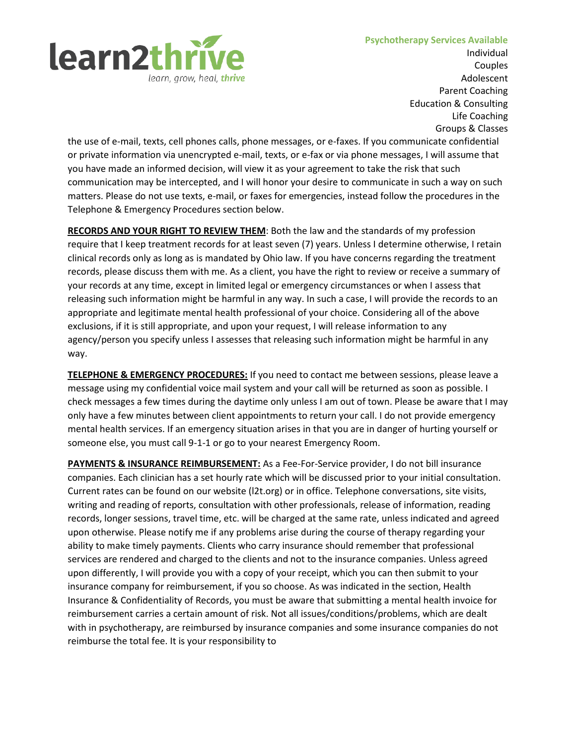the use of e-mail, texts, cell phones calls, phone messages, or e-faxes. If you communicate confidential or private information via unencrypted e-mail, texts, or e-fax or via phone messages, I will assume that you have made an informed decision, will view it as your agreement to take the risk that such communication may be intercepted, and I will honor your desire to communicate in such a way on such matters. Please do not use texts, e-mail, or faxes for emergencies, instead follow the procedures in the Telephone & Emergency Procedures section below.

**RECORDS AND YOUR RIGHT TO REVIEW THEM**: Both the law and the standards of my profession require that I keep treatment records for at least seven (7) years. Unless I determine otherwise, I retain clinical records only as long as is mandated by Ohio law. If you have concerns regarding the treatment records, please discuss them with me. As a client, you have the right to review or receive a summary of your records at any time, except in limited legal or emergency circumstances or when I assess that releasing such information might be harmful in any way. In such a case, I will provide the records to an appropriate and legitimate mental health professional of your choice. Considering all of the above exclusions, if it is still appropriate, and upon your request, I will release information to any agency/person you specify unless I assesses that releasing such information might be harmful in any way.

**TELEPHONE & EMERGENCY PROCEDURES:** If you need to contact me between sessions, please leave a message using my confidential voice mail system and your call will be returned as soon as possible. I check messages a few times during the daytime only unless I am out of town. Please be aware that I may only have a few minutes between client appointments to return your call. I do not provide emergency mental health services. If an emergency situation arises in that you are in danger of hurting yourself or someone else, you must call 9-1-1 or go to your nearest Emergency Room.

**PAYMENTS & INSURANCE REIMBURSEMENT:** As a Fee-For-Service provider, I do not bill insurance companies. Each clinician has a set hourly rate which will be discussed prior to your initial consultation. Current rates can be found on our website (l2t.org) or in office. Telephone conversations, site visits, writing and reading of reports, consultation with other professionals, release of information, reading records, longer sessions, travel time, etc. will be charged at the same rate, unless indicated and agreed upon otherwise. Please notify me if any problems arise during the course of therapy regarding your ability to make timely payments. Clients who carry insurance should remember that professional services are rendered and charged to the clients and not to the insurance companies. Unless agreed upon differently, I will provide you with a copy of your receipt, which you can then submit to your insurance company for reimbursement, if you so choose. As was indicated in the section, Health Insurance & Confidentiality of Records, you must be aware that submitting a mental health invoice for reimbursement carries a certain amount of risk. Not all issues/conditions/problems, which are dealt with in psychotherapy, are reimbursed by insurance companies and some insurance companies do not reimburse the total fee. It is your responsibility to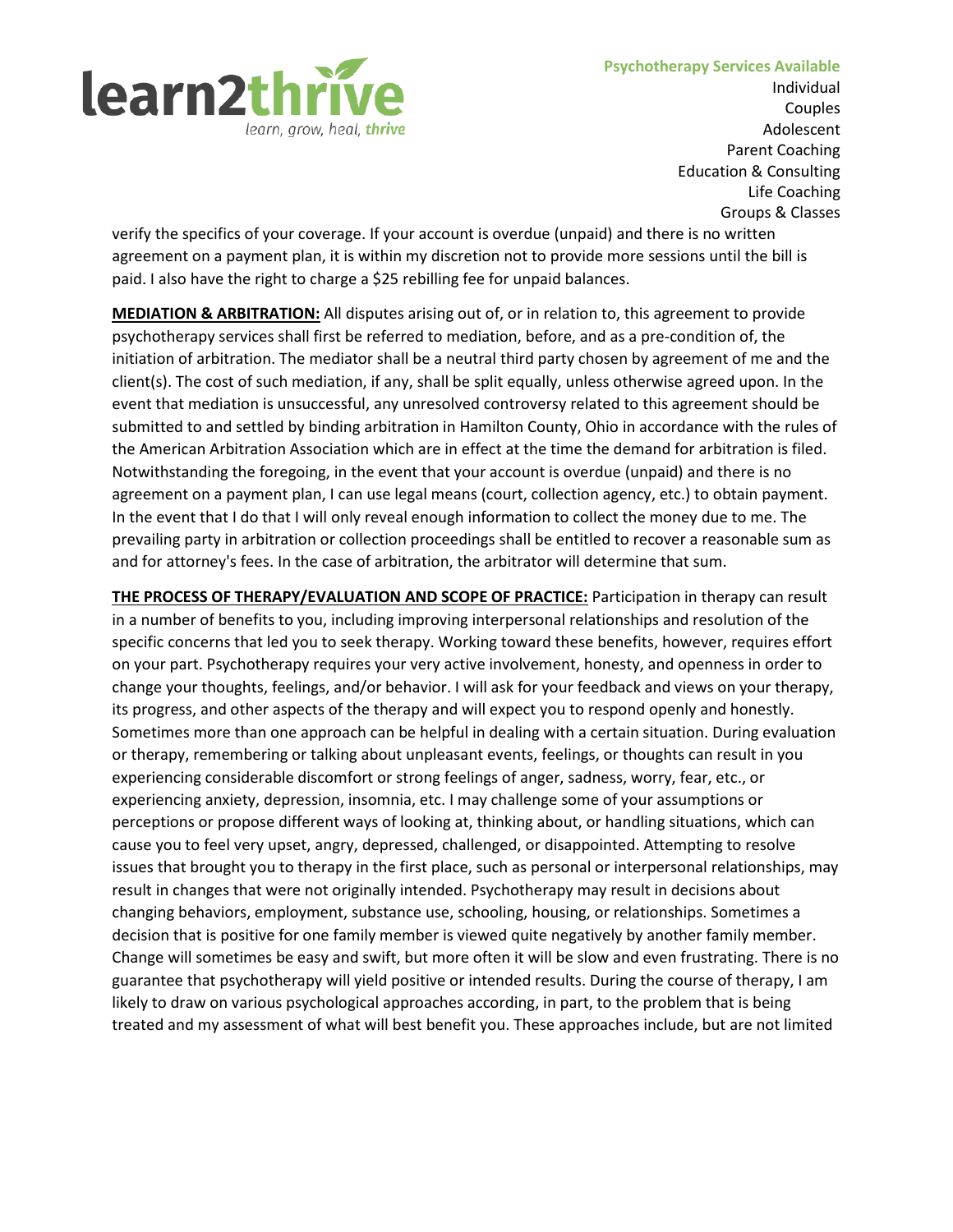verify the specifics of your coverage. If your account is overdue (unpaid) and there is no written agreement on a payment plan, it is within my discretion not to provide more sessions until the bill is paid. I also have the right to charge a $25 rebilling fee for unpaid balances.

**MEDIATION & ARBITRATION:** All disputes arising out of, or in relation to, this agreement to provide psychotherapy services shall first be referred to mediation, before, and as a pre-condition of, the initiation of arbitration. The mediator shall be a neutral third party chosen by agreement of me and the client(s). The cost of such mediation, if any, shall be split equally, unless otherwise agreed upon. In the event that mediation is unsuccessful, any unresolved controversy related to this agreement should be submitted to and settled by binding arbitration in Hamilton County, Ohio in accordance with the rules of the American Arbitration Association which are in effect at the time the demand for arbitration is filed. Notwithstanding the foregoing, in the event that your account is overdue (unpaid) and there is no agreement on a payment plan, I can use legal means (court, collection agency, etc.) to obtain payment. In the event that I do that I will only reveal enough information to collect the money due to me. The prevailing party in arbitration or collection proceedings shall be entitled to recover a reasonable sum as and for attorney's fees. In the case of arbitration, the arbitrator will determine that sum.

**THE PROCESS OF THERAPY/EVALUATION AND SCOPE OF PRACTICE:** Participation in therapy can result in a number of benefits to you, including improving interpersonal relationships and resolution of the specific concerns that led you to seek therapy. Working toward these benefits, however, requires effort on your part. Psychotherapy requires your very active involvement, honesty, and openness in order to change your thoughts, feelings, and/or behavior. I will ask for your feedback and views on your therapy, its progress, and other aspects of the therapy and will expect you to respond openly and honestly. Sometimes more than one approach can be helpful in dealing with a certain situation. During evaluation or therapy, remembering or talking about unpleasant events, feelings, or thoughts can result in you experiencing considerable discomfort or strong feelings of anger, sadness, worry, fear, etc., or experiencing anxiety, depression, insomnia, etc. I may challenge some of your assumptions or perceptions or propose different ways of looking at, thinking about, or handling situations, which can cause you to feel very upset, angry, depressed, challenged, or disappointed. Attempting to resolve issues that brought you to therapy in the first place, such as personal or interpersonal relationships, may result in changes that were not originally intended. Psychotherapy may result in decisions about changing behaviors, employment, substance use, schooling, housing, or relationships. Sometimes a decision that is positive for one family member is viewed quite negatively by another family member. Change will sometimes be easy and swift, but more often it will be slow and even frustrating. There is no guarantee that psychotherapy will yield positive or intended results. During the course of therapy, I am likely to draw on various psychological approaches according, in part, to the problem that is being treated and my assessment of what will best benefit you. These approaches include, but are not limited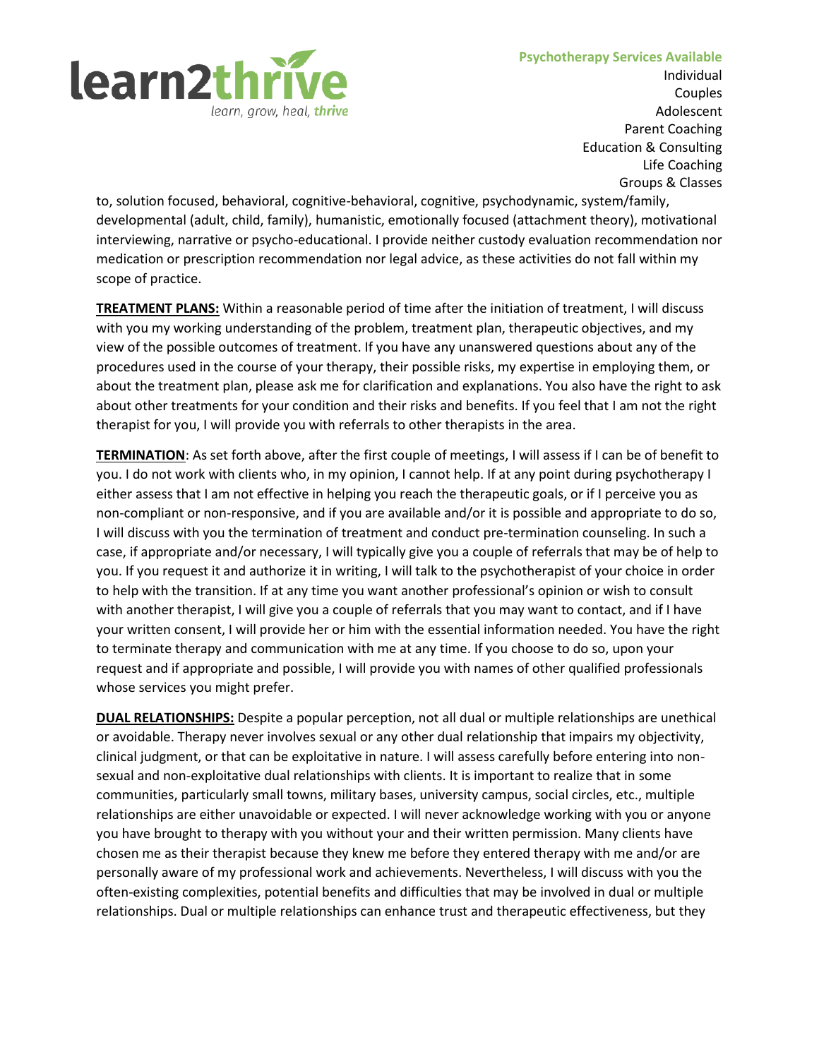to, solution focused, behavioral, cognitive-behavioral, cognitive, psychodynamic, system/family, developmental (adult, child, family), humanistic, emotionally focused (attachment theory), motivational interviewing, narrative or psycho-educational. I provide neither custody evaluation recommendation nor medication or prescription recommendation nor legal advice, as these activities do not fall within my scope of practice.

**TREATMENT PLANS:** Within a reasonable period of time after the initiation of treatment, I will discuss with you my working understanding of the problem, treatment plan, therapeutic objectives, and my view of the possible outcomes of treatment. If you have any unanswered questions about any of the procedures used in the course of your therapy, their possible risks, my expertise in employing them, or about the treatment plan, please ask me for clarification and explanations. You also have the right to ask about other treatments for your condition and their risks and benefits. If you feel that I am not the right therapist for you, I will provide you with referrals to other therapists in the area.

**TERMINATION**: As set forth above, after the first couple of meetings, I will assess if I can be of benefit to you. I do not work with clients who, in my opinion, I cannot help. If at any point during psychotherapy I either assess that I am not effective in helping you reach the therapeutic goals, or if I perceive you as non-compliant or non-responsive, and if you are available and/or it is possible and appropriate to do so, I will discuss with you the termination of treatment and conduct pre-termination counseling. In such a case, if appropriate and/or necessary, I will typically give you a couple of referrals that may be of help to you. If you request it and authorize it in writing, I will talk to the psychotherapist of your choice in order to help with the transition. If at any time you want another professional's opinion or wish to consult with another therapist, I will give you a couple of referrals that you may want to contact, and if I have your written consent, I will provide her or him with the essential information needed. You have the right to terminate therapy and communication with me at any time. If you choose to do so, upon your request and if appropriate and possible, I will provide you with names of other qualified professionals whose services you might prefer.

**DUAL RELATIONSHIPS:** Despite a popular perception, not all dual or multiple relationships are unethical or avoidable. Therapy never involves sexual or any other dual relationship that impairs my objectivity, clinical judgment, or that can be exploitative in nature. I will assess carefully before entering into non-sexual and non-exploitative dual relationships with clients. It is important to realize that in some communities, particularly small towns, military bases, university campus, social circles, etc., multiple relationships are either unavoidable or expected. I will never acknowledge working with you or anyone you have brought to therapy with you without your and their written permission. Many clients have chosen me as their therapist because they knew me before they entered therapy with me and/or are personally aware of my professional work and achievements. Nevertheless, I will discuss with you the often-existing complexities, potential benefits and difficulties that may be involved in dual or multiple relationships. Dual or multiple relationships can enhance trust and therapeutic effectiveness, but they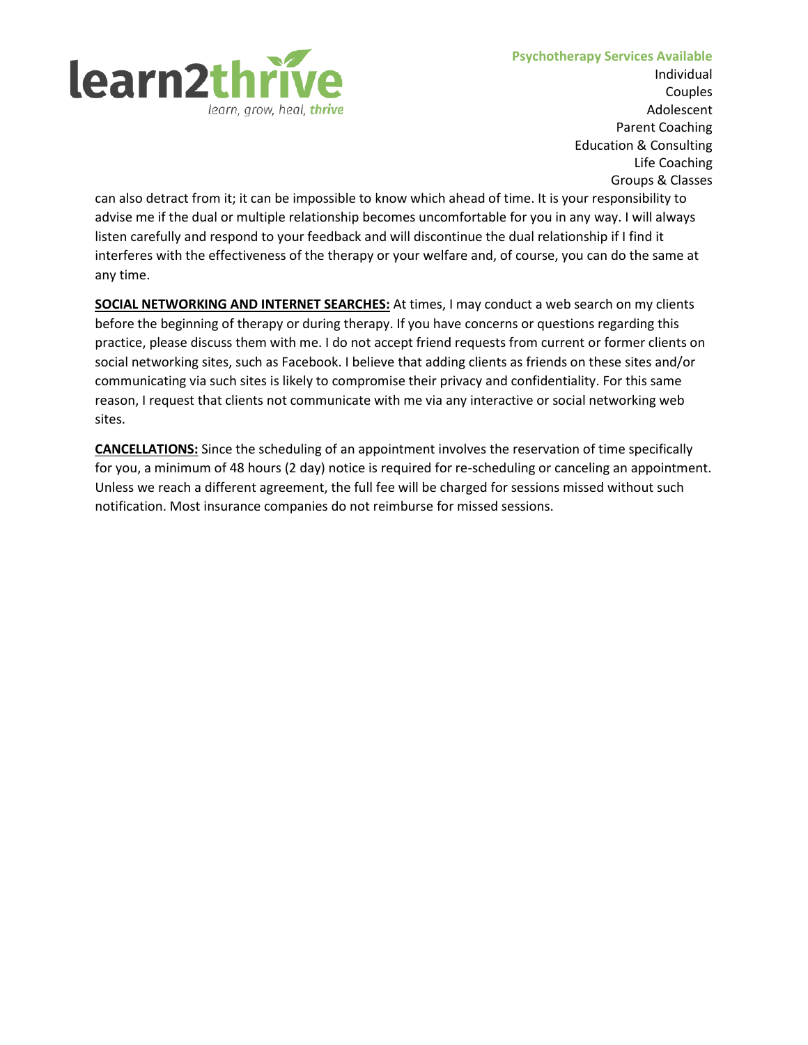can also detract from it; it can be impossible to know which ahead of time. It is your responsibility to advise me if the dual or multiple relationship becomes uncomfortable for you in any way. I will always listen carefully and respond to your feedback and will discontinue the dual relationship if I find it interferes with the effectiveness of the therapy or your welfare and, of course, you can do the same at any time.

**SOCIAL NETWORKING AND INTERNET SEARCHES:** At times, I may conduct a web search on my clients before the beginning of therapy or during therapy. If you have concerns or questions regarding this practice, please discuss them with me. I do not accept friend requests from current or former clients on social networking sites, such as Facebook. I believe that adding clients as friends on these sites and/or communicating via such sites is likely to compromise their privacy and confidentiality. For this same reason, I request that clients not communicate with me via any interactive or social networking web sites.

**CANCELLATIONS:** Since the scheduling of an appointment involves the reservation of time specifically for you, a minimum of 48 hours (2 day) notice is required for re-scheduling or canceling an appointment. Unless we reach a different agreement, the full fee will be charged for sessions missed without such notification. Most insurance companies do not reimburse for missed sessions.